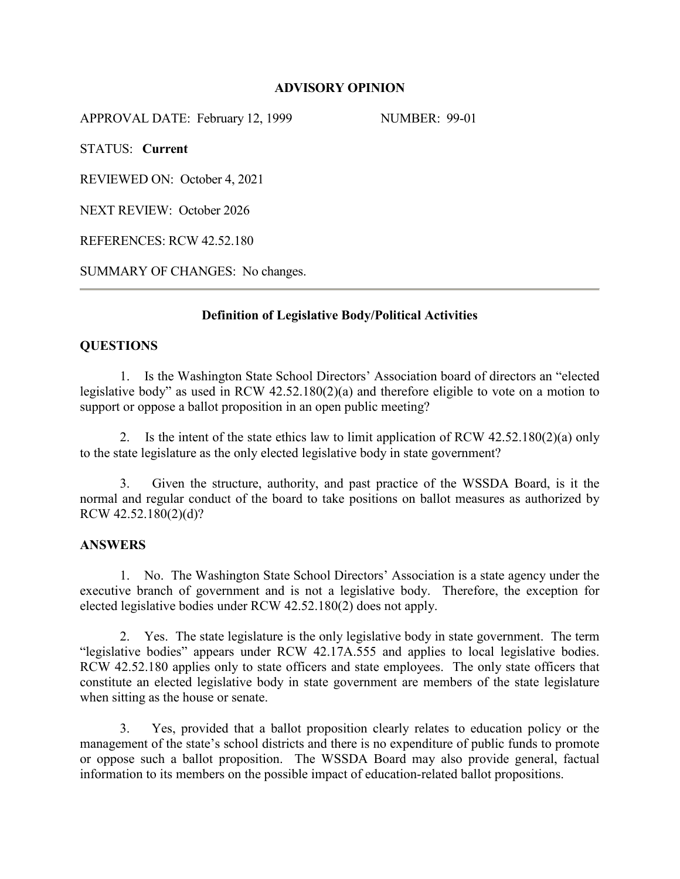## ADVISORY OPINION

APPROVAL DATE: February 12, 1999 NUMBER: 99-01

STATUS: **Current**

REVIEWED ON: October 4, 2021

NEXT REVIEW: October 2026

REFERENCES: RCW 42.52.180

SUMMARY OF CHANGES: No changes.

---

### Definition of Legislative Body/Political Activities

### QUESTIONS

1. Is the Washington State School Directors' Association board of directors an "elected legislative body" as used in RCW 42.52.180(2)(a) and therefore eligible to vote on a motion to support or oppose a ballot proposition in an open public meeting?

2. Is the intent of the state ethics law to limit application of RCW 42.52.180(2)(a) only to the state legislature as the only elected legislative body in state government?

3. Given the structure, authority, and past practice of the WSSDA Board, is it the normal and regular conduct of the board to take positions on ballot measures as authorized by RCW 42.52.180(2)(d)?

### ANSWERS

1. No. The Washington State School Directors' Association is a state agency under the executive branch of government and is not a legislative body. Therefore, the exception for elected legislative bodies under RCW 42.52.180(2) does not apply.

2. Yes. The state legislature is the only legislative body in state government. The term "legislative bodies" appears under RCW 42.17A.555 and applies to local legislative bodies. RCW 42.52.180 applies only to state officers and state employees. The only state officers that constitute an elected legislative body in state government are members of the state legislature when sitting as the house or senate.

3. Yes, provided that a ballot proposition clearly relates to education policy or the management of the state's school districts and there is no expenditure of public funds to promote or oppose such a ballot proposition. The WSSDA Board may also provide general, factual information to its members on the possible impact of education-related ballot propositions.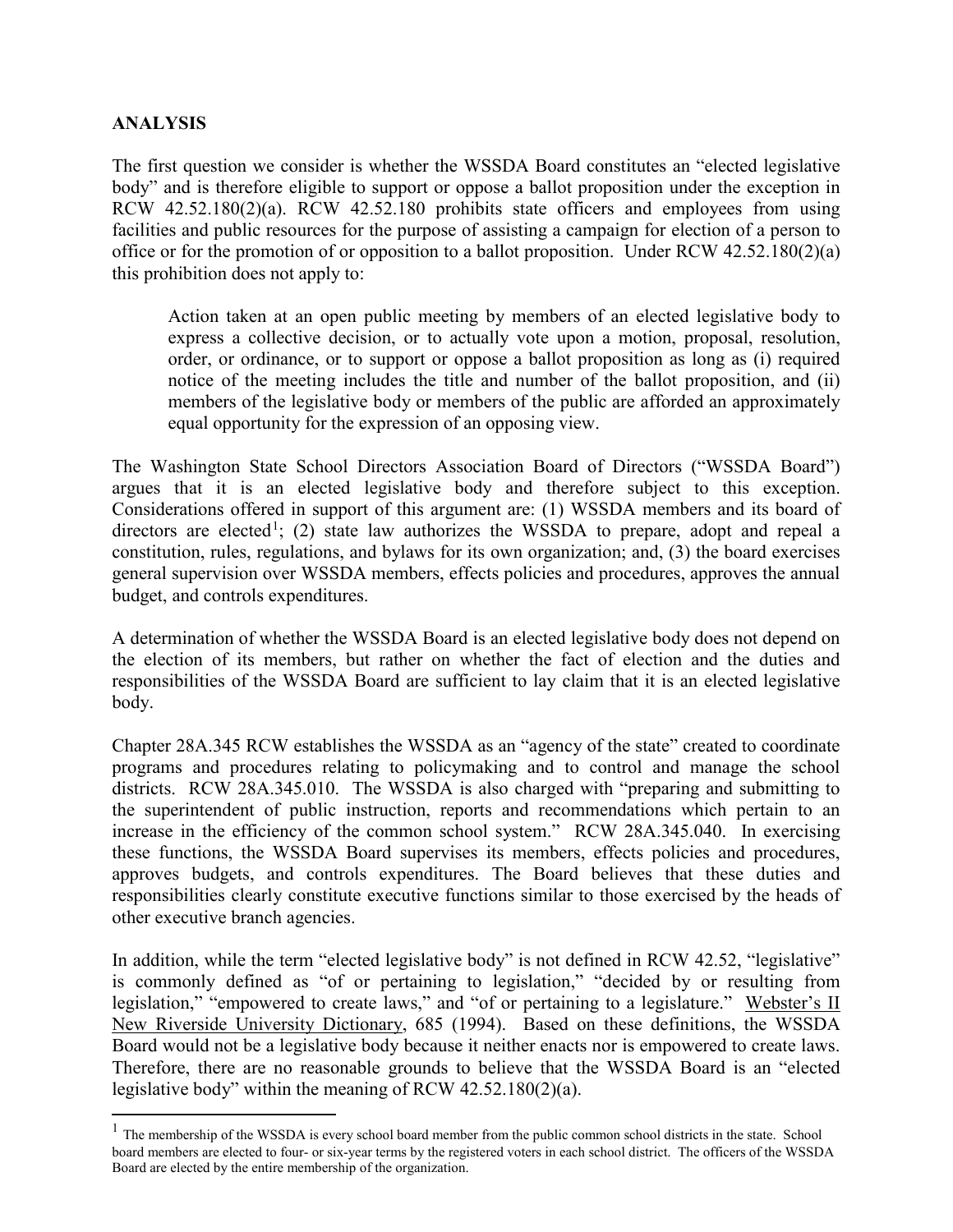**ANALYSIS**

The first question we consider is whether the WSSDA Board constitutes an "elected legislative body" and is therefore eligible to support or oppose a ballot proposition under the exception in RCW 42.52.180(2)(a). RCW 42.52.180 prohibits state officers and employees from using facilities and public resources for the purpose of assisting a campaign for election of a person to office or for the promotion of or opposition to a ballot proposition. Under RCW 42.52.180(2)(a) this prohibition does not apply to:

> Action taken at an open public meeting by members of an elected legislative body to express a collective decision, or to actually vote upon a motion, proposal, resolution, order, or ordinance, or to support or oppose a ballot proposition as long as (i) required notice of the meeting includes the title and number of the ballot proposition, and (ii) members of the legislative body or members of the public are afforded an approximately equal opportunity for the expression of an opposing view.

The Washington State School Directors Association Board of Directors ("WSSDA Board") argues that it is an elected legislative body and therefore subject to this exception. Considerations offered in support of this argument are: (1) WSSDA members and its board of directors are elected[1]; (2) state law authorizes the WSSDA to prepare, adopt and repeal a constitution, rules, regulations, and bylaws for its own organization; and, (3) the board exercises general supervision over WSSDA members, effects policies and procedures, approves the annual budget, and controls expenditures.

A determination of whether the WSSDA Board is an elected legislative body does not depend on the election of its members, but rather on whether the fact of election and the duties and responsibilities of the WSSDA Board are sufficient to lay claim that it is an elected legislative body.

Chapter 28A.345 RCW establishes the WSSDA as an "agency of the state" created to coordinate programs and procedures relating to policymaking and to control and manage the school districts. RCW 28A.345.010. The WSSDA is also charged with "preparing and submitting to the superintendent of public instruction, reports and recommendations which pertain to an increase in the efficiency of the common school system." RCW 28A.345.040. In exercising these functions, the WSSDA Board supervises its members, effects policies and procedures, approves budgets, and controls expenditures. The Board believes that these duties and responsibilities clearly constitute executive functions similar to those exercised by the heads of other executive branch agencies.

In addition, while the term "elected legislative body" is not defined in RCW 42.52, "legislative" is commonly defined as "of or pertaining to legislation," "decided by or resulting from legislation," "empowered to create laws," and "of or pertaining to a legislature." Webster's II New Riverside University Dictionary, 685 (1994). Based on these definitions, the WSSDA Board would not be a legislative body because it neither enacts nor is empowered to create laws. Therefore, there are no reasonable grounds to believe that the WSSDA Board is an "elected legislative body" within the meaning of RCW 42.52.180(2)(a).

---

[1] The membership of the WSSDA is every school board member from the public common school districts in the state. School board members are elected to four- or six-year terms by the registered voters in each school district. The officers of the WSSDA Board are elected by the entire membership of the organization.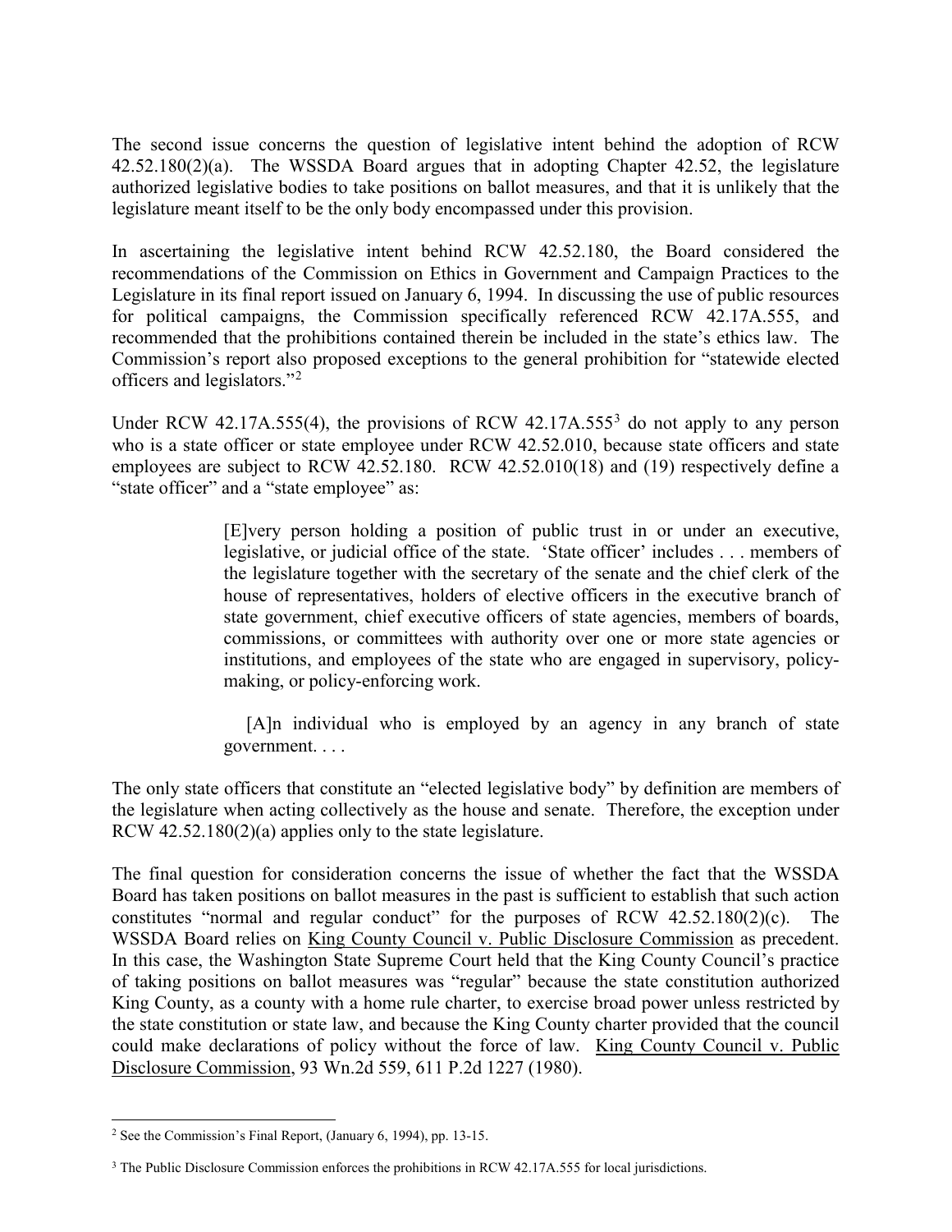The second issue concerns the question of legislative intent behind the adoption of RCW 42.52.180(2)(a). The WSSDA Board argues that in adopting Chapter 42.52, the legislature authorized legislative bodies to take positions on ballot measures, and that it is unlikely that the legislature meant itself to be the only body encompassed under this provision.

In ascertaining the legislative intent behind RCW 42.52.180, the Board considered the recommendations of the Commission on Ethics in Government and Campaign Practices to the Legislature in its final report issued on January 6, 1994. In discussing the use of public resources for political campaigns, the Commission specifically referenced RCW 42.17A.555, and recommended that the prohibitions contained therein be included in the state's ethics law. The Commission's report also proposed exceptions to the general prohibition for "statewide elected officers and legislators."[2]

Under RCW 42.17A.555(4), the provisions of RCW 42.17A.555[3] do not apply to any person who is a state officer or state employee under RCW 42.52.010, because state officers and state employees are subject to RCW 42.52.180. RCW 42.52.010(18) and (19) respectively define a "state officer" and a "state employee" as:

> [E]very person holding a position of public trust in or under an executive, legislative, or judicial office of the state. 'State officer' includes . . . members of the legislature together with the secretary of the senate and the chief clerk of the house of representatives, holders of elective officers in the executive branch of state government, chief executive officers of state agencies, members of boards, commissions, or committees with authority over one or more state agencies or institutions, and employees of the state who are engaged in supervisory, policy-making, or policy-enforcing work.
>
> [A]n individual who is employed by an agency in any branch of state government. . . .

The only state officers that constitute an "elected legislative body" by definition are members of the legislature when acting collectively as the house and senate. Therefore, the exception under RCW 42.52.180(2)(a) applies only to the state legislature.

The final question for consideration concerns the issue of whether the fact that the WSSDA Board has taken positions on ballot measures in the past is sufficient to establish that such action constitutes "normal and regular conduct" for the purposes of RCW 42.52.180(2)(c). The WSSDA Board relies on <u>King County Council v. Public Disclosure Commission</u> as precedent. In this case, the Washington State Supreme Court held that the King County Council's practice of taking positions on ballot measures was "regular" because the state constitution authorized King County, as a county with a home rule charter, to exercise broad power unless restricted by the state constitution or state law, and because the King County charter provided that the council could make declarations of policy without the force of law. <u>King County Council v. Public Disclosure Commission</u>, 93 Wn.2d 559, 611 P.2d 1227 (1980).

---

[2] See the Commission's Final Report, (January 6, 1994), pp. 13-15.

[3] The Public Disclosure Commission enforces the prohibitions in RCW 42.17A.555 for local jurisdictions.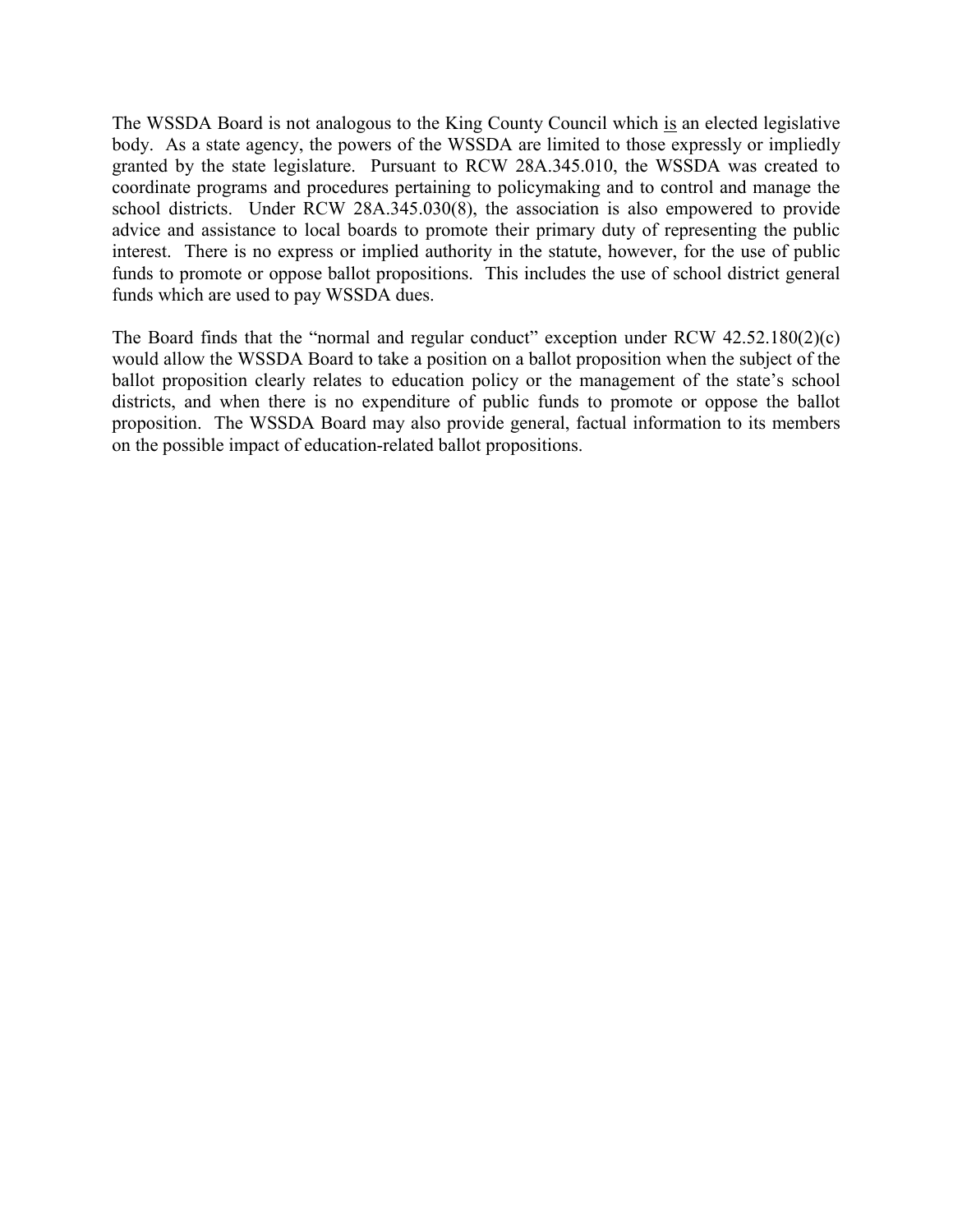The WSSDA Board is not analogous to the King County Council which is an elected legislative body. As a state agency, the powers of the WSSDA are limited to those expressly or impliedly granted by the state legislature. Pursuant to RCW 28A.345.010, the WSSDA was created to coordinate programs and procedures pertaining to policymaking and to control and manage the school districts. Under RCW 28A.345.030(8), the association is also empowered to provide advice and assistance to local boards to promote their primary duty of representing the public interest. There is no express or implied authority in the statute, however, for the use of public funds to promote or oppose ballot propositions. This includes the use of school district general funds which are used to pay WSSDA dues.

The Board finds that the "normal and regular conduct" exception under RCW 42.52.180(2)(c) would allow the WSSDA Board to take a position on a ballot proposition when the subject of the ballot proposition clearly relates to education policy or the management of the state's school districts, and when there is no expenditure of public funds to promote or oppose the ballot proposition. The WSSDA Board may also provide general, factual information to its members on the possible impact of education-related ballot propositions.